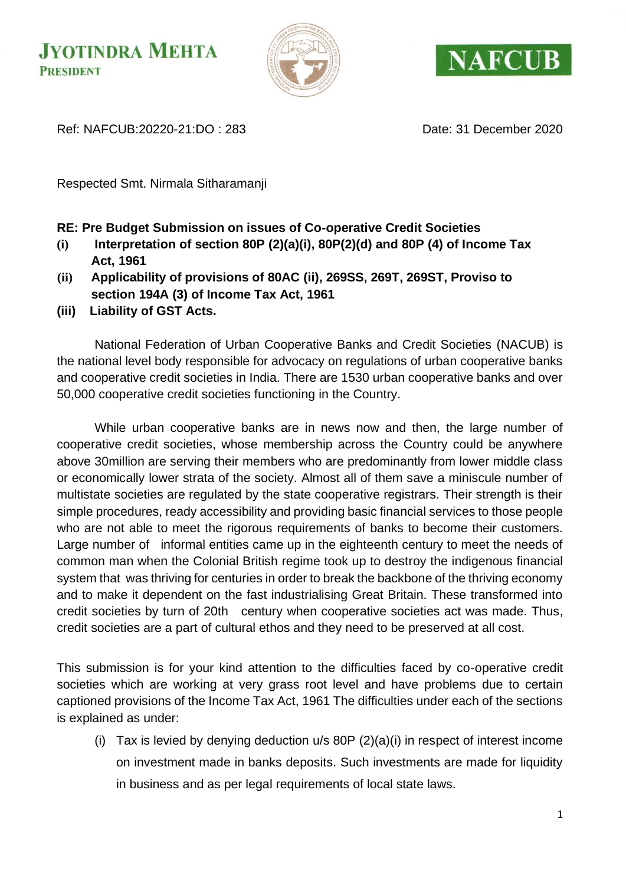**JYOTINDRA MEHTA**
**PRESIDENT**

**NAFCUB**

Ref: NAFCUB:20220-21:DO : 283

Date: 31 December 2020

Respected Smt. Nirmala Sitharamanji

**RE: Pre Budget Submission on issues of Co-operative Credit Societies**

**(i) Interpretation of section 80P (2)(a)(i), 80P(2)(d) and 80P (4) of Income Tax Act, 1961**

**(ii) Applicability of provisions of 80AC (ii), 269SS, 269T, 269ST, Proviso to section 194A (3) of Income Tax Act, 1961**

**(iii) Liability of GST Acts.**

National Federation of Urban Cooperative Banks and Credit Societies (NACUB) is the national level body responsible for advocacy on regulations of urban cooperative banks and cooperative credit societies in India. There are 1530 urban cooperative banks and over 50,000 cooperative credit societies functioning in the Country.

While urban cooperative banks are in news now and then, the large number of cooperative credit societies, whose membership across the Country could be anywhere above 30million are serving their members who are predominantly from lower middle class or economically lower strata of the society. Almost all of them save a miniscule number of multistate societies are regulated by the state cooperative registrars. Their strength is their simple procedures, ready accessibility and providing basic financial services to those people who are not able to meet the rigorous requirements of banks to become their customers. Large number of informal entities came up in the eighteenth century to meet the needs of common man when the Colonial British regime took up to destroy the indigenous financial system that was thriving for centuries in order to break the backbone of the thriving economy and to make it dependent on the fast industrialising Great Britain. These transformed into credit societies by turn of 20th century when cooperative societies act was made. Thus, credit societies are a part of cultural ethos and they need to be preserved at all cost.

This submission is for your kind attention to the difficulties faced by co-operative credit societies which are working at very grass root level and have problems due to certain captioned provisions of the Income Tax Act, 1961 The difficulties under each of the sections is explained as under:

(i) Tax is levied by denying deduction u/s 80P (2)(a)(i) in respect of interest income on investment made in banks deposits. Such investments are made for liquidity in business and as per legal requirements of local state laws.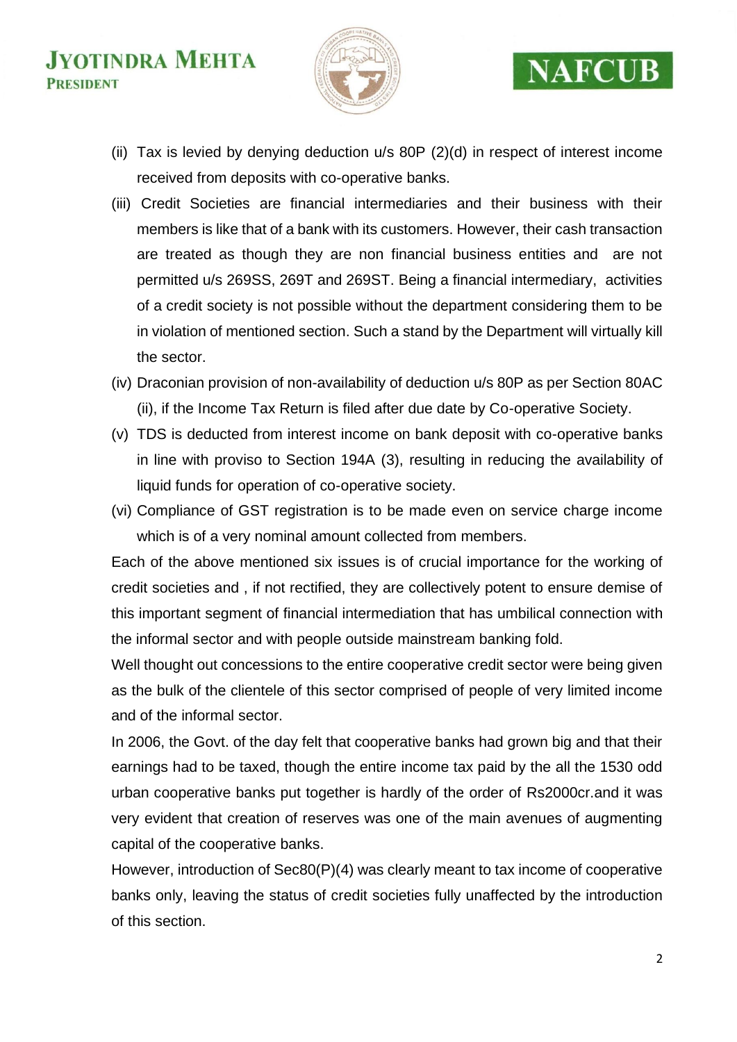(ii) Tax is levied by denying deduction u/s 80P (2)(d) in respect of interest income received from deposits with co-operative banks.

(iii) Credit Societies are financial intermediaries and their business with their members is like that of a bank with its customers. However, their cash transaction are treated as though they are non financial business entities and are not permitted u/s 269SS, 269T and 269ST. Being a financial intermediary, activities of a credit society is not possible without the department considering them to be in violation of mentioned section. Such a stand by the Department will virtually kill the sector.

(iv) Draconian provision of non-availability of deduction u/s 80P as per Section 80AC (ii), if the Income Tax Return is filed after due date by Co-operative Society.

(v) TDS is deducted from interest income on bank deposit with co-operative banks in line with proviso to Section 194A (3), resulting in reducing the availability of liquid funds for operation of co-operative society.

(vi) Compliance of GST registration is to be made even on service charge income which is of a very nominal amount collected from members.

Each of the above mentioned six issues is of crucial importance for the working of credit societies and , if not rectified, they are collectively potent to ensure demise of this important segment of financial intermediation that has umbilical connection with the informal sector and with people outside mainstream banking fold.

Well thought out concessions to the entire cooperative credit sector were being given as the bulk of the clientele of this sector comprised of people of very limited income and of the informal sector.

In 2006, the Govt. of the day felt that cooperative banks had grown big and that their earnings had to be taxed, though the entire income tax paid by the all the 1530 odd urban cooperative banks put together is hardly of the order of Rs2000cr.and it was very evident that creation of reserves was one of the main avenues of augmenting capital of the cooperative banks.

However, introduction of Sec80(P)(4) was clearly meant to tax income of cooperative banks only, leaving the status of credit societies fully unaffected by the introduction of this section.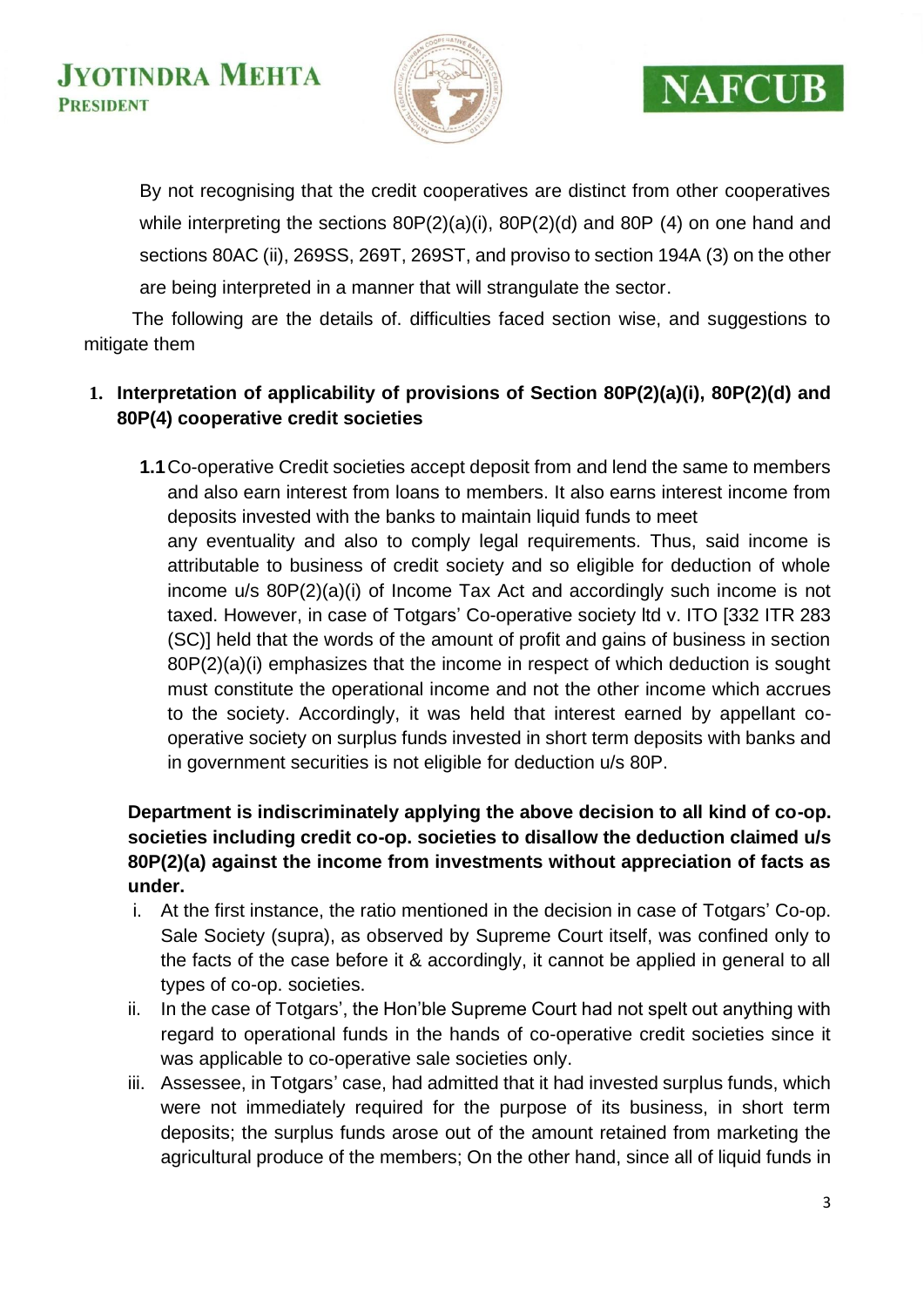By not recognising that the credit cooperatives are distinct from other cooperatives while interpreting the sections 80P(2)(a)(i), 80P(2)(d) and 80P (4) on one hand and sections 80AC (ii), 269SS, 269T, 269ST, and proviso to section 194A (3) on the other are being interpreted in a manner that will strangulate the sector.

The following are the details of. difficulties faced section wise, and suggestions to mitigate them

1. **Interpretation of applicability of provisions of Section 80P(2)(a)(i), 80P(2)(d) and 80P(4) cooperative credit societies**

   **1.1** Co-operative Credit societies accept deposit from and lend the same to members and also earn interest from loans to members. It also earns interest income from deposits invested with the banks to maintain liquid funds to meet any eventuality and also to comply legal requirements. Thus, said income is attributable to business of credit society and so eligible for deduction of whole income u/s 80P(2)(a)(i) of Income Tax Act and accordingly such income is not taxed. However, in case of Totgars' Co-operative society ltd v. ITO [332 ITR 283 (SC)] held that the words of the amount of profit and gains of business in section 80P(2)(a)(i) emphasizes that the income in respect of which deduction is sought must constitute the operational income and not the other income which accrues to the society. Accordingly, it was held that interest earned by appellant co-operative society on surplus funds invested in short term deposits with banks and in government securities is not eligible for deduction u/s 80P.

**Department is indiscriminately applying the above decision to all kind of co-op. societies including credit co-op. societies to disallow the deduction claimed u/s 80P(2)(a) against the income from investments without appreciation of facts as under.**

i. At the first instance, the ratio mentioned in the decision in case of Totgars' Co-op. Sale Society (supra), as observed by Supreme Court itself, was confined only to the facts of the case before it & accordingly, it cannot be applied in general to all types of co-op. societies.

ii. In the case of Totgars', the Hon'ble Supreme Court had not spelt out anything with regard to operational funds in the hands of co-operative credit societies since it was applicable to co-operative sale societies only.

iii. Assessee, in Totgars' case, had admitted that it had invested surplus funds, which were not immediately required for the purpose of its business, in short term deposits; the surplus funds arose out of the amount retained from marketing the agricultural produce of the members; On the other hand, since all of liquid funds in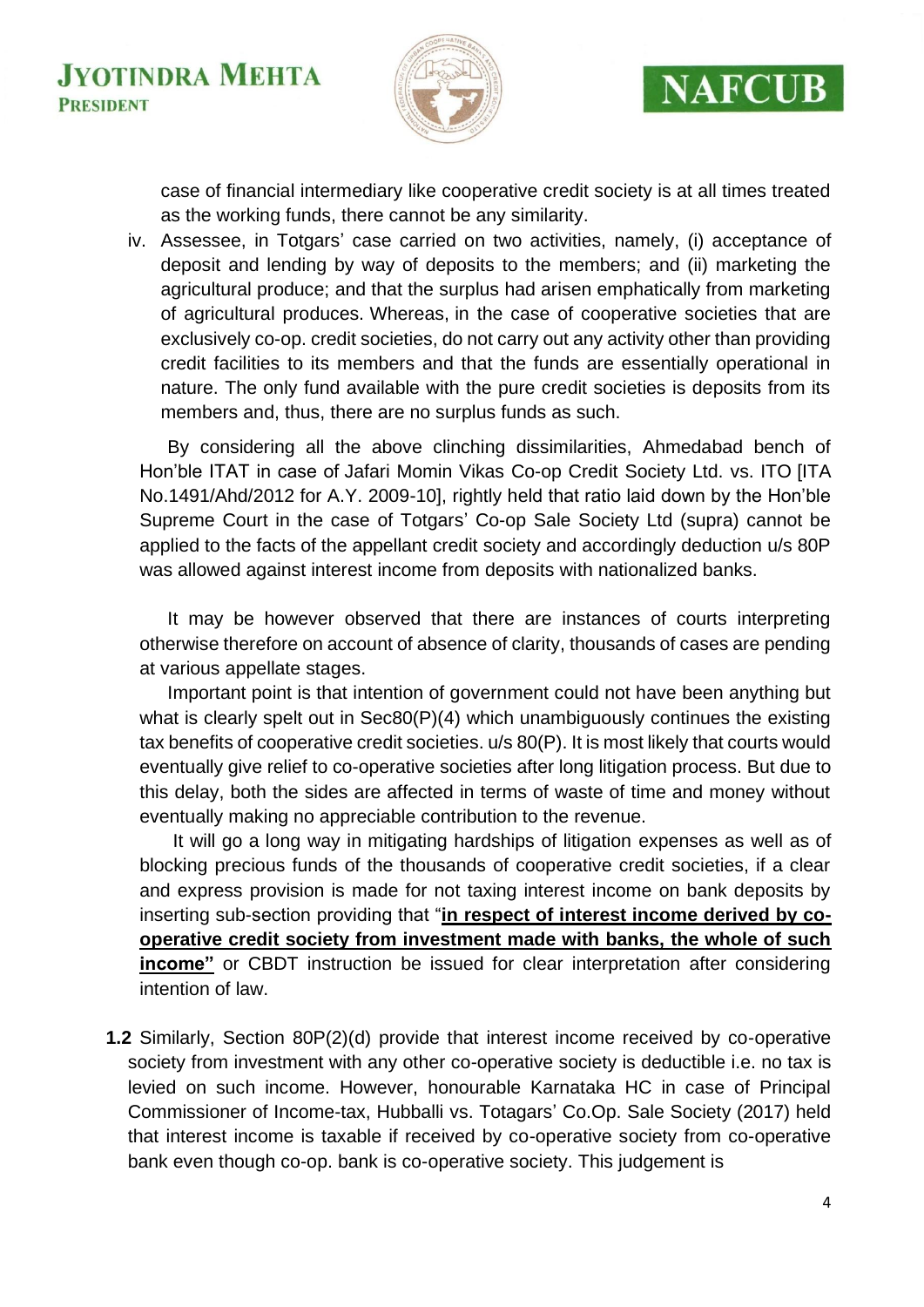case of financial intermediary like cooperative credit society is at all times treated as the working funds, there cannot be any similarity.

iv. Assessee, in Totgars' case carried on two activities, namely, (i) acceptance of deposit and lending by way of deposits to the members; and (ii) marketing the agricultural produce; and that the surplus had arisen emphatically from marketing of agricultural produces. Whereas, in the case of cooperative societies that are exclusively co-op. credit societies, do not carry out any activity other than providing credit facilities to its members and that the funds are essentially operational in nature. The only fund available with the pure credit societies is deposits from its members and, thus, there are no surplus funds as such.

By considering all the above clinching dissimilarities, Ahmedabad bench of Hon'ble ITAT in case of Jafari Momin Vikas Co-op Credit Society Ltd. vs. ITO [ITA No.1491/Ahd/2012 for A.Y. 2009-10], rightly held that ratio laid down by the Hon'ble Supreme Court in the case of Totgars' Co-op Sale Society Ltd (supra) cannot be applied to the facts of the appellant credit society and accordingly deduction u/s 80P was allowed against interest income from deposits with nationalized banks.

It may be however observed that there are instances of courts interpreting otherwise therefore on account of absence of clarity, thousands of cases are pending at various appellate stages.

Important point is that intention of government could not have been anything but what is clearly spelt out in Sec80(P)(4) which unambiguously continues the existing tax benefits of cooperative credit societies. u/s 80(P). It is most likely that courts would eventually give relief to co-operative societies after long litigation process. But due to this delay, both the sides are affected in terms of waste of time and money without eventually making no appreciable contribution to the revenue.

It will go a long way in mitigating hardships of litigation expenses as well as of blocking precious funds of the thousands of cooperative credit societies, if a clear and express provision is made for not taxing interest income on bank deposits by inserting sub-section providing that "**<u>in respect of interest income derived by co-operative credit society from investment made with banks, the whole of such income"</u>** or CBDT instruction be issued for clear interpretation after considering intention of law.

**1.2** Similarly, Section 80P(2)(d) provide that interest income received by co-operative society from investment with any other co-operative society is deductible i.e. no tax is levied on such income. However, honourable Karnataka HC in case of Principal Commissioner of Income-tax, Hubballi vs. Totagars' Co.Op. Sale Society (2017) held that interest income is taxable if received by co-operative society from co-operative bank even though co-op. bank is co-operative society. This judgement is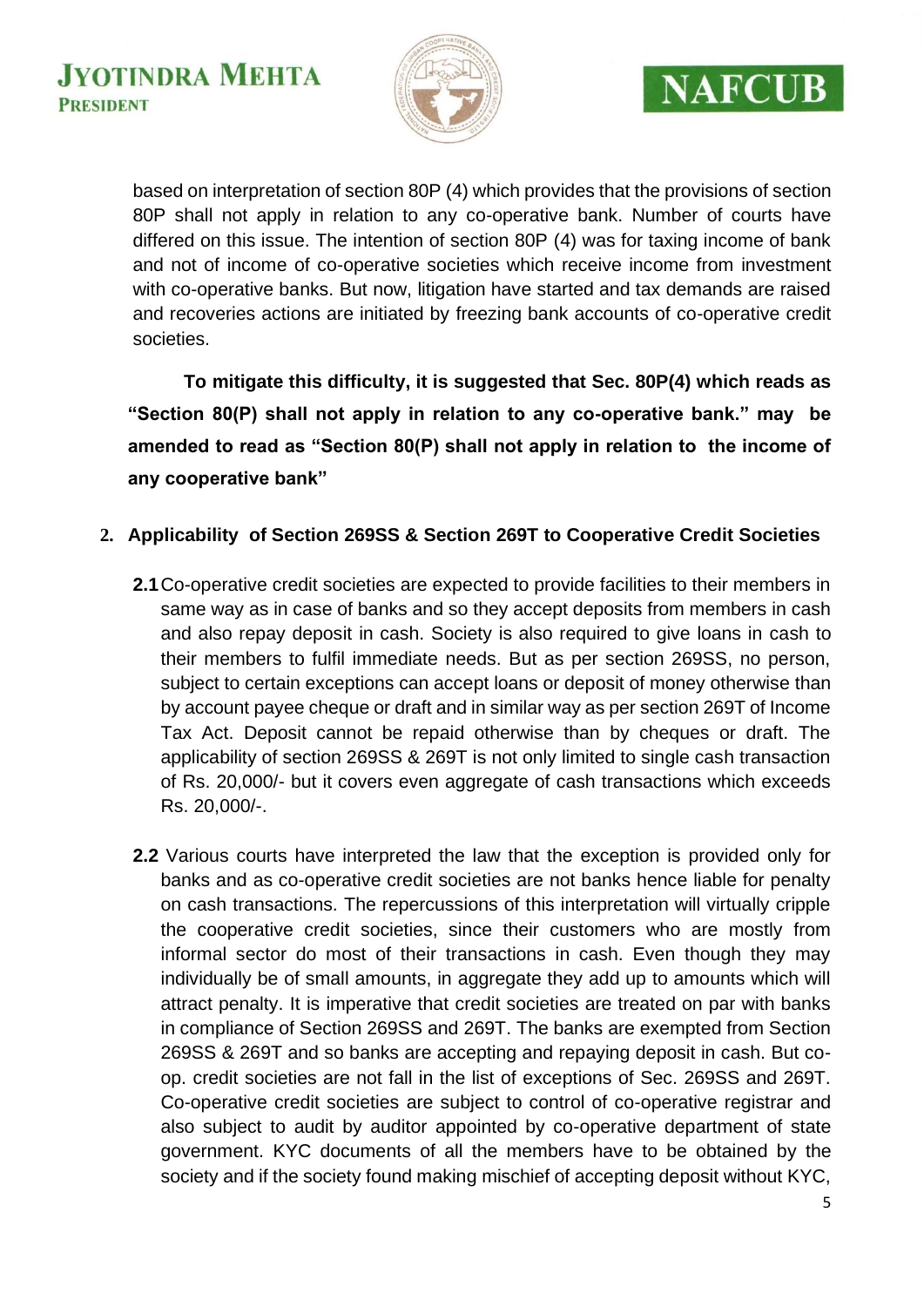based on interpretation of section 80P (4) which provides that the provisions of section 80P shall not apply in relation to any co-operative bank. Number of courts have differed on this issue. The intention of section 80P (4) was for taxing income of bank and not of income of co-operative societies which receive income from investment with co-operative banks. But now, litigation have started and tax demands are raised and recoveries actions are initiated by freezing bank accounts of co-operative credit societies.

**To mitigate this difficulty, it is suggested that Sec. 80P(4) which reads as "Section 80(P) shall not apply in relation to any co-operative bank." may be amended to read as "Section 80(P) shall not apply in relation to the income of any cooperative bank"**

## 2. Applicability of Section 269SS & Section 269T to Cooperative Credit Societies

**2.1** Co-operative credit societies are expected to provide facilities to their members in same way as in case of banks and so they accept deposits from members in cash and also repay deposit in cash. Society is also required to give loans in cash to their members to fulfil immediate needs. But as per section 269SS, no person, subject to certain exceptions can accept loans or deposit of money otherwise than by account payee cheque or draft and in similar way as per section 269T of Income Tax Act. Deposit cannot be repaid otherwise than by cheques or draft. The applicability of section 269SS & 269T is not only limited to single cash transaction of Rs. 20,000/- but it covers even aggregate of cash transactions which exceeds Rs. 20,000/-.

**2.2** Various courts have interpreted the law that the exception is provided only for banks and as co-operative credit societies are not banks hence liable for penalty on cash transactions. The repercussions of this interpretation will virtually cripple the cooperative credit societies, since their customers who are mostly from informal sector do most of their transactions in cash. Even though they may individually be of small amounts, in aggregate they add up to amounts which will attract penalty. It is imperative that credit societies are treated on par with banks in compliance of Section 269SS and 269T. The banks are exempted from Section 269SS & 269T and so banks are accepting and repaying deposit in cash. But co-op. credit societies are not fall in the list of exceptions of Sec. 269SS and 269T. Co-operative credit societies are subject to control of co-operative registrar and also subject to audit by auditor appointed by co-operative department of state government. KYC documents of all the members have to be obtained by the society and if the society found making mischief of accepting deposit without KYC,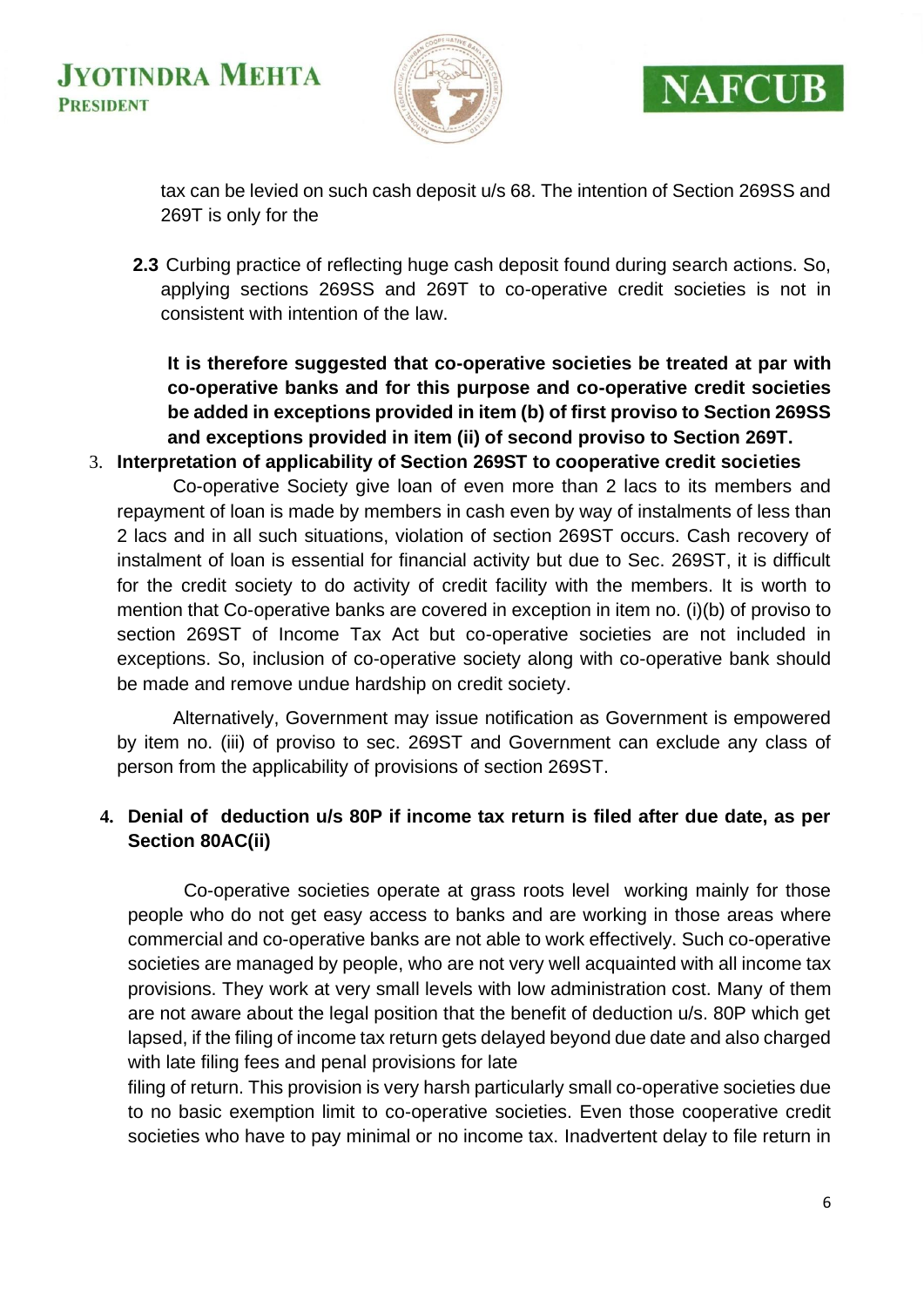tax can be levied on such cash deposit u/s 68. The intention of Section 269SS and 269T is only for the

**2.3** Curbing practice of reflecting huge cash deposit found during search actions. So, applying sections 269SS and 269T to co-operative credit societies is not in consistent with intention of the law.

**It is therefore suggested that co-operative societies be treated at par with co-operative banks and for this purpose and co-operative credit societies be added in exceptions provided in item (b) of first proviso to Section 269SS and exceptions provided in item (ii) of second proviso to Section 269T.**

3. **Interpretation of applicability of Section 269ST to cooperative credit societies**

Co-operative Society give loan of even more than 2 lacs to its members and repayment of loan is made by members in cash even by way of instalments of less than 2 lacs and in all such situations, violation of section 269ST occurs. Cash recovery of instalment of loan is essential for financial activity but due to Sec. 269ST, it is difficult for the credit society to do activity of credit facility with the members. It is worth to mention that Co-operative banks are covered in exception in item no. (i)(b) of proviso to section 269ST of Income Tax Act but co-operative societies are not included in exceptions. So, inclusion of co-operative society along with co-operative bank should be made and remove undue hardship on credit society.

Alternatively, Government may issue notification as Government is empowered by item no. (iii) of proviso to sec. 269ST and Government can exclude any class of person from the applicability of provisions of section 269ST.

4. **Denial of deduction u/s 80P if income tax return is filed after due date, as per Section 80AC(ii)**

Co-operative societies operate at grass roots level working mainly for those people who do not get easy access to banks and are working in those areas where commercial and co-operative banks are not able to work effectively. Such co-operative societies are managed by people, who are not very well acquainted with all income tax provisions. They work at very small levels with low administration cost. Many of them are not aware about the legal position that the benefit of deduction u/s. 80P which get lapsed, if the filing of income tax return gets delayed beyond due date and also charged with late filing fees and penal provisions for late filing of return. This provision is very harsh particularly small co-operative societies due to no basic exemption limit to co-operative societies. Even those cooperative credit societies who have to pay minimal or no income tax. Inadvertent delay to file return in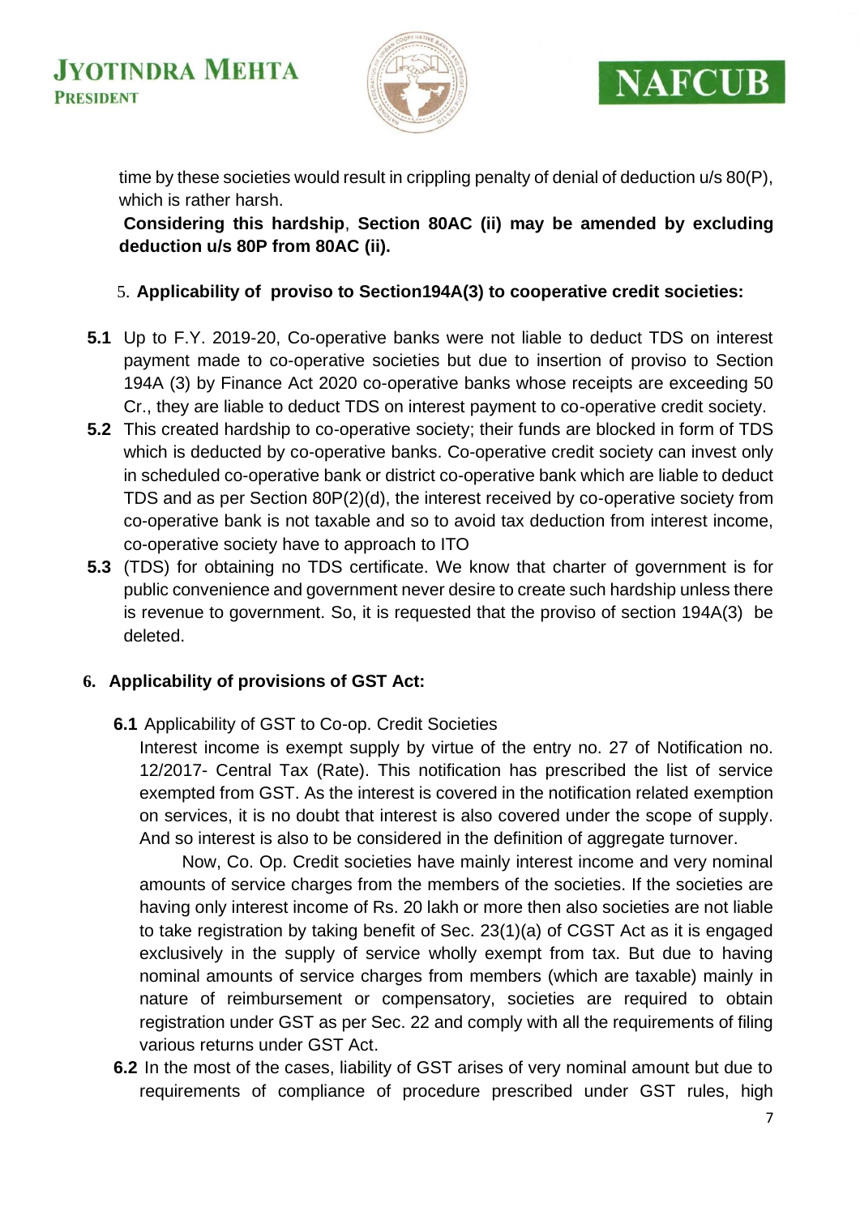time by these societies would result in crippling penalty of denial of deduction u/s 80(P), which is rather harsh.

**Considering this hardship**, **Section 80AC (ii) may be amended by excluding deduction u/s 80P from 80AC (ii).**

5. **Applicability of proviso to Section194A(3) to cooperative credit societies:**

**5.1** Up to F.Y. 2019-20, Co-operative banks were not liable to deduct TDS on interest payment made to co-operative societies but due to insertion of proviso to Section 194A (3) by Finance Act 2020 co-operative banks whose receipts are exceeding 50 Cr., they are liable to deduct TDS on interest payment to co-operative credit society.

**5.2** This created hardship to co-operative society; their funds are blocked in form of TDS which is deducted by co-operative banks. Co-operative credit society can invest only in scheduled co-operative bank or district co-operative bank which are liable to deduct TDS and as per Section 80P(2)(d), the interest received by co-operative society from co-operative bank is not taxable and so to avoid tax deduction from interest income, co-operative society have to approach to ITO

**5.3** (TDS) for obtaining no TDS certificate. We know that charter of government is for public convenience and government never desire to create such hardship unless there is revenue to government. So, it is requested that the proviso of section 194A(3) be deleted.

**6. Applicability of provisions of GST Act:**

**6.1** Applicability of GST to Co-op. Credit Societies

Interest income is exempt supply by virtue of the entry no. 27 of Notification no. 12/2017- Central Tax (Rate). This notification has prescribed the list of service exempted from GST. As the interest is covered in the notification related exemption on services, it is no doubt that interest is also covered under the scope of supply. And so interest is also to be considered in the definition of aggregate turnover.

Now, Co. Op. Credit societies have mainly interest income and very nominal amounts of service charges from the members of the societies. If the societies are having only interest income of Rs. 20 lakh or more then also societies are not liable to take registration by taking benefit of Sec. 23(1)(a) of CGST Act as it is engaged exclusively in the supply of service wholly exempt from tax. But due to having nominal amounts of service charges from members (which are taxable) mainly in nature of reimbursement or compensatory, societies are required to obtain registration under GST as per Sec. 22 and comply with all the requirements of filing various returns under GST Act.

**6.2** In the most of the cases, liability of GST arises of very nominal amount but due to requirements of compliance of procedure prescribed under GST rules, high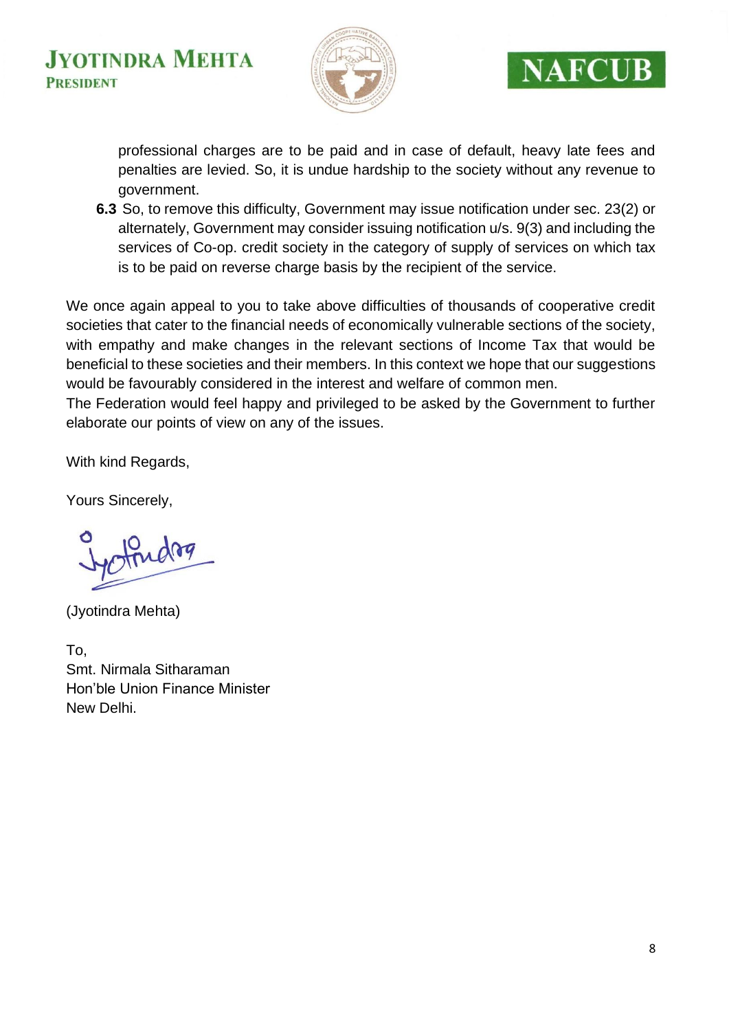professional charges are to be paid and in case of default, heavy late fees and penalties are levied. So, it is undue hardship to the society without any revenue to government.

**6.3** So, to remove this difficulty, Government may issue notification under sec. 23(2) or alternately, Government may consider issuing notification u/s. 9(3) and including the services of Co-op. credit society in the category of supply of services on which tax is to be paid on reverse charge basis by the recipient of the service.

We once again appeal to you to take above difficulties of thousands of cooperative credit societies that cater to the financial needs of economically vulnerable sections of the society, with empathy and make changes in the relevant sections of Income Tax that would be beneficial to these societies and their members. In this context we hope that our suggestions would be favourably considered in the interest and welfare of common men.

The Federation would feel happy and privileged to be asked by the Government to further elaborate our points of view on any of the issues.

With kind Regards,

Yours Sincerely,

(Jyotindra Mehta)

To,
Smt. Nirmala Sitharaman
Hon'ble Union Finance Minister
New Delhi.